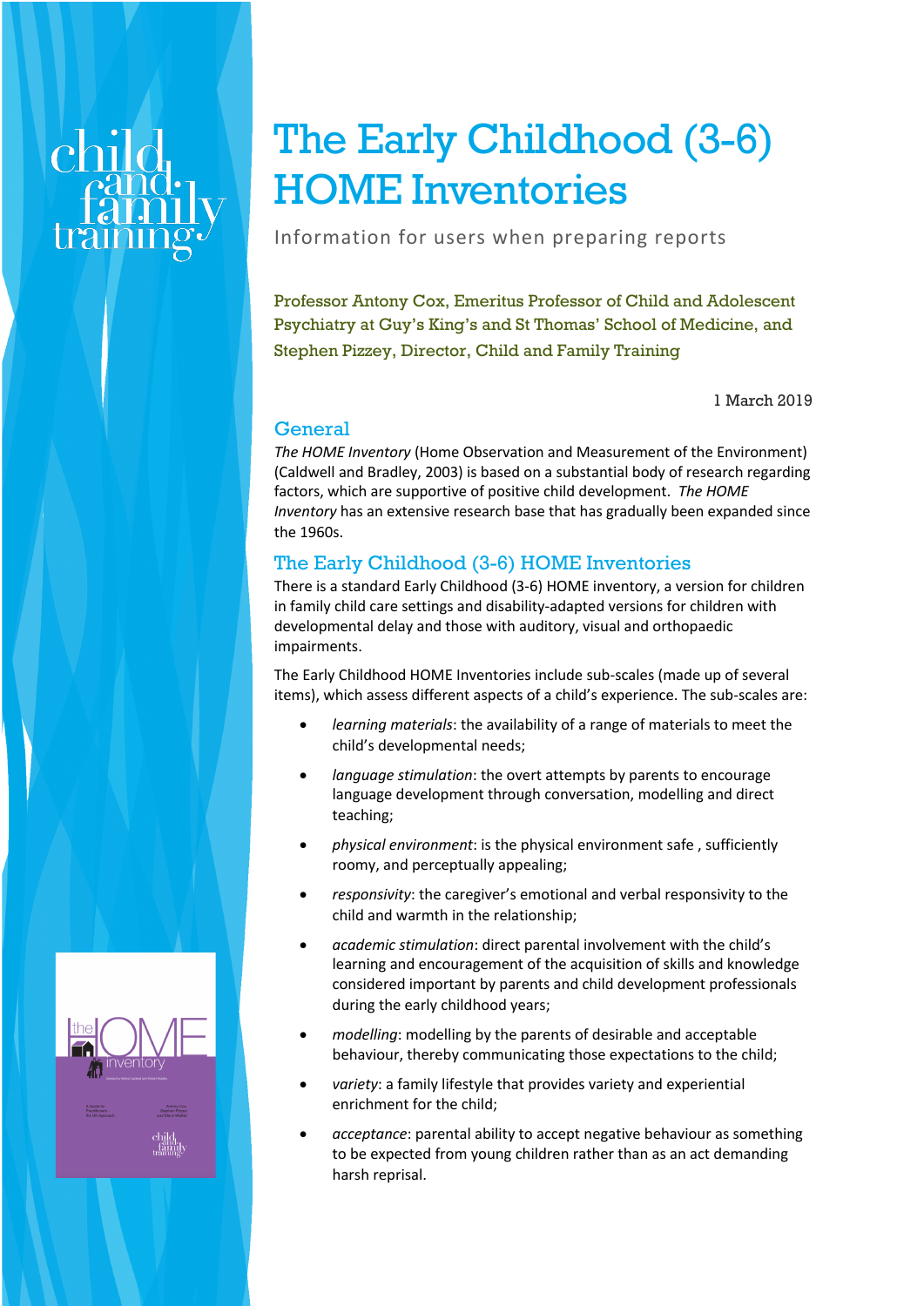# The Early Childhood (3-6) HOME Inventories

Information for users when preparing reports

Professor Antony Cox, Emeritus Professor of Child and Adolescent Psychiatry at Guy's King's and St Thomas' School of Medicine, and Stephen Pizzey, Director, Child and Family Training

1 March 2019

## General

*The HOME Inventory* (Home Observation and Measurement of the Environment) (Caldwell and Bradley, 2003) is based on a substantial body of research regarding factors, which are supportive of positive child development. *The HOME Inventory* has an extensive research base that has gradually been expanded since the 1960s.

## The Early Childhood (3-6) HOME Inventories

There is a standard Early Childhood (3-6) HOME inventory, a version for children in family child care settings and disability-adapted versions for children with developmental delay and those with auditory, visual and orthopaedic impairments.

The Early Childhood HOME Inventories include sub-scales (made up of several items), which assess different aspects of a child's experience. The sub-scales are:

- *learning materials*: the availability of a range of materials to meet the child's developmental needs;
- *language stimulation*: the overt attempts by parents to encourage language development through conversation, modelling and direct teaching;
- *physical environment*: is the physical environment safe , sufficiently roomy, and perceptually appealing;
- *responsivity*: the caregiver's emotional and verbal responsivity to the child and warmth in the relationship;
- *academic stimulation*: direct parental involvement with the child's learning and encouragement of the acquisition of skills and knowledge considered important by parents and child development professionals during the early childhood years;
- *modelling*: modelling by the parents of desirable and acceptable behaviour, thereby communicating those expectations to the child;
- *variety*: a family lifestyle that provides variety and experiential enrichment for the child;
- *acceptance*: parental ability to accept negative behaviour as something to be expected from young children rather than as an act demanding harsh reprisal.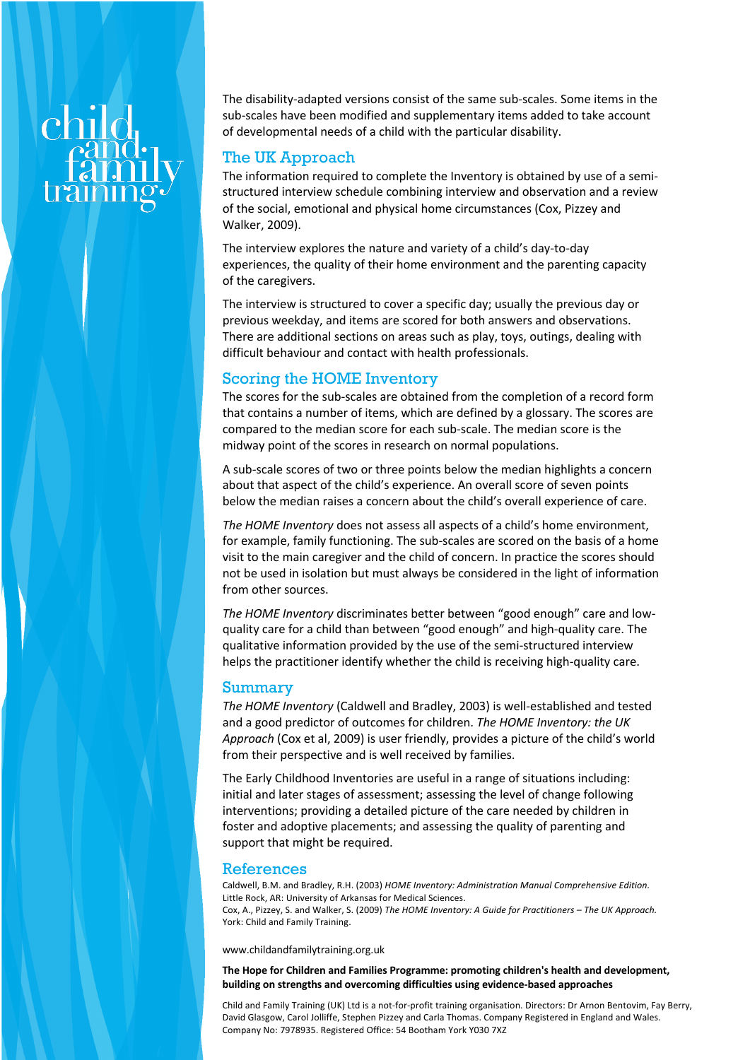The disability-adapted versions consist of the same sub-scales. Some items in the sub-scales have been modified and supplementary items added to take account of developmental needs of a child with the particular disability.

## The UK Approach

The information required to complete the Inventory is obtained by use of a semi-structured interview schedule combining interview and observation and a review of the social, emotional and physical home circumstances (Cox, Pizzey and Walker, 2009).

The interview explores the nature and variety of a child's day-to-day experiences, the quality of their home environment and the parenting capacity of the caregivers.

The interview is structured to cover a specific day; usually the previous day or previous weekday, and items are scored for both answers and observations. There are additional sections on areas such as play, toys, outings, dealing with difficult behaviour and contact with health professionals.

## Scoring the HOME Inventory

The scores for the sub-scales are obtained from the completion of a record form that contains a number of items, which are defined by a glossary. The scores are compared to the median score for each sub-scale. The median score is the midway point of the scores in research on normal populations.

A sub-scale scores of two or three points below the median highlights a concern about that aspect of the child's experience. An overall score of seven points below the median raises a concern about the child's overall experience of care.

*The HOME Inventory* does not assess all aspects of a child's home environment, for example, family functioning. The sub-scales are scored on the basis of a home visit to the main caregiver and the child of concern. In practice the scores should not be used in isolation but must always be considered in the light of information from other sources.

*The HOME Inventory* discriminates better between "good enough" care and low-quality care for a child than between "good enough" and high-quality care. The qualitative information provided by the use of the semi-structured interview helps the practitioner identify whether the child is receiving high-quality care.

## Summary

*The HOME Inventory* (Caldwell and Bradley, 2003) is well-established and tested and a good predictor of outcomes for children. *The HOME Inventory: the UK Approach* (Cox et al, 2009) is user friendly, provides a picture of the child's world from their perspective and is well received by families.

The Early Childhood Inventories are useful in a range of situations including: initial and later stages of assessment; assessing the level of change following interventions; providing a detailed picture of the care needed by children in foster and adoptive placements; and assessing the quality of parenting and support that might be required.

## References

Caldwell, B.M. and Bradley, R.H. (2003) *HOME Inventory: Administration Manual Comprehensive Edition.* Little Rock, AR: University of Arkansas for Medical Sciences.
Cox, A., Pizzey, S. and Walker, S. (2009) *The HOME Inventory: A Guide for Practitioners – The UK Approach.* York: Child and Family Training.

www.childandfamilytraining.org.uk

**The Hope for Children and Families Programme: promoting children's health and development, building on strengths and overcoming difficulties using evidence-based approaches**

Child and Family Training (UK) Ltd is a not-for-profit training organisation. Directors: Dr Arnon Bentovim, Fay Berry, David Glasgow, Carol Jolliffe, Stephen Pizzey and Carla Thomas. Company Registered in England and Wales. Company No: 7978935. Registered Office: 54 Bootham York Y030 7XZ